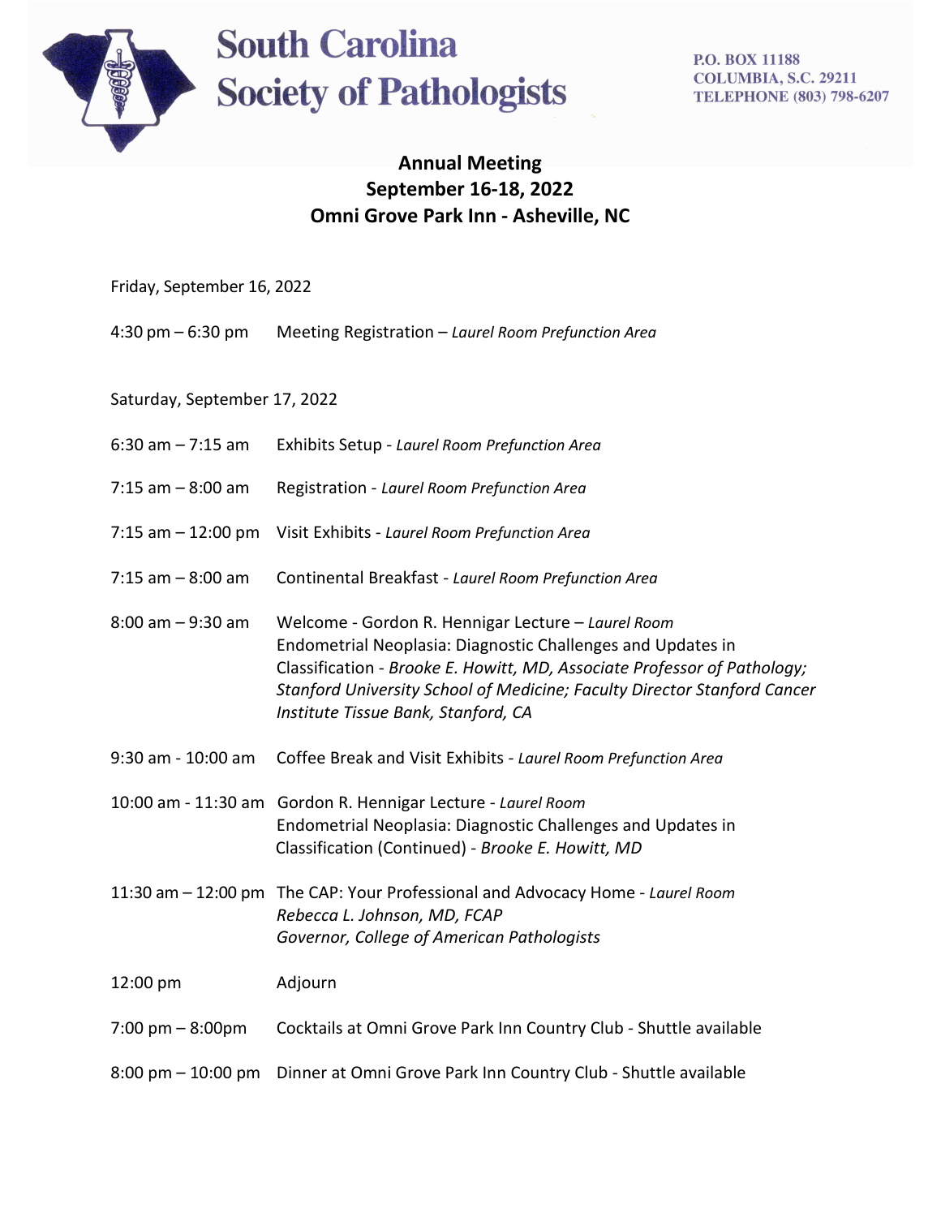# South Carolina Society of Pathologists

P.O. BOX 11188
COLUMBIA, S.C. 29211
TELEPHONE (803) 798-6207

## Annual Meeting
## September 16-18, 2022
## Omni Grove Park Inn - Asheville, NC

Friday, September 16, 2022

4:30 pm – 6:30 pm Meeting Registration – *Laurel Room Prefunction Area*

Saturday, September 17, 2022

6:30 am – 7:15 am Exhibits Setup - *Laurel Room Prefunction Area*

7:15 am – 8:00 am Registration - *Laurel Room Prefunction Area*

7:15 am – 12:00 pm Visit Exhibits - *Laurel Room Prefunction Area*

7:15 am – 8:00 am Continental Breakfast - *Laurel Room Prefunction Area*

8:00 am – 9:30 am Welcome - Gordon R. Hennigar Lecture – *Laurel Room*
Endometrial Neoplasia: Diagnostic Challenges and Updates in Classification - *Brooke E. Howitt, MD, Associate Professor of Pathology; Stanford University School of Medicine; Faculty Director Stanford Cancer Institute Tissue Bank, Stanford, CA*

9:30 am - 10:00 am Coffee Break and Visit Exhibits - *Laurel Room Prefunction Area*

10:00 am - 11:30 am Gordon R. Hennigar Lecture - *Laurel Room*
Endometrial Neoplasia: Diagnostic Challenges and Updates in Classification (Continued) - *Brooke E. Howitt, MD*

11:30 am – 12:00 pm The CAP: Your Professional and Advocacy Home - *Laurel Room*
*Rebecca L. Johnson, MD, FCAP*
*Governor, College of American Pathologists*

12:00 pm Adjourn

7:00 pm – 8:00pm Cocktails at Omni Grove Park Inn Country Club - Shuttle available

8:00 pm – 10:00 pm Dinner at Omni Grove Park Inn Country Club - Shuttle available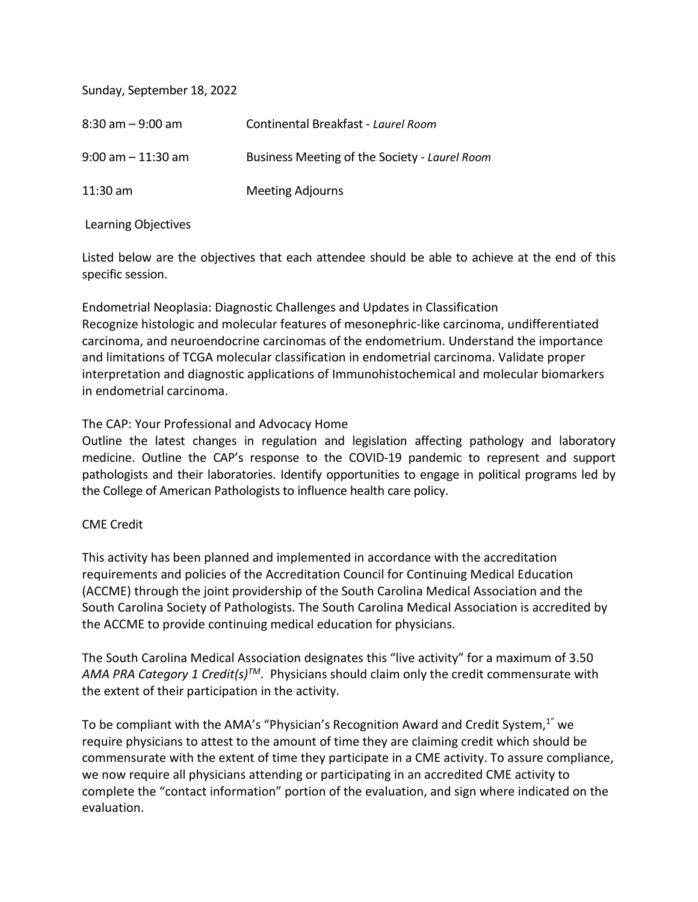Sunday, September 18, 2022

| | |
|---|---|
| 8:30 am – 9:00 am | Continental Breakfast - *Laurel Room* |
| 9:00 am – 11:30 am | Business Meeting of the Society - *Laurel Room* |
| 11:30 am | Meeting Adjourns |

## Learning Objectives

Listed below are the objectives that each attendee should be able to achieve at the end of this specific session.

### Endometrial Neoplasia: Diagnostic Challenges and Updates in Classification

Recognize histologic and molecular features of mesonephric-like carcinoma, undifferentiated carcinoma, and neuroendocrine carcinomas of the endometrium. Understand the importance and limitations of TCGA molecular classification in endometrial carcinoma. Validate proper interpretation and diagnostic applications of Immunohistochemical and molecular biomarkers in endometrial carcinoma.

### The CAP: Your Professional and Advocacy Home

Outline the latest changes in regulation and legislation affecting pathology and laboratory medicine. Outline the CAP's response to the COVID-19 pandemic to represent and support pathologists and their laboratories. Identify opportunities to engage in political programs led by the College of American Pathologists to influence health care policy.

## CME Credit

This activity has been planned and implemented in accordance with the accreditation requirements and policies of the Accreditation Council for Continuing Medical Education (ACCME) through the joint providership of the South Carolina Medical Association and the South Carolina Society of Pathologists. The South Carolina Medical Association is accredited by the ACCME to provide continuing medical education for physicians.

The South Carolina Medical Association designates this "live activity" for a maximum of 3.50 *AMA PRA Category 1 Credit(s)™*. Physicians should claim only the credit commensurate with the extent of their participation in the activity.

To be compliant with the AMA's "Physician's Recognition Award and Credit System,[1]" we require physicians to attest to the amount of time they are claiming credit which should be commensurate with the extent of time they participate in a CME activity. To assure compliance, we now require all physicians attending or participating in an accredited CME activity to complete the "contact information" portion of the evaluation, and sign where indicated on the evaluation.